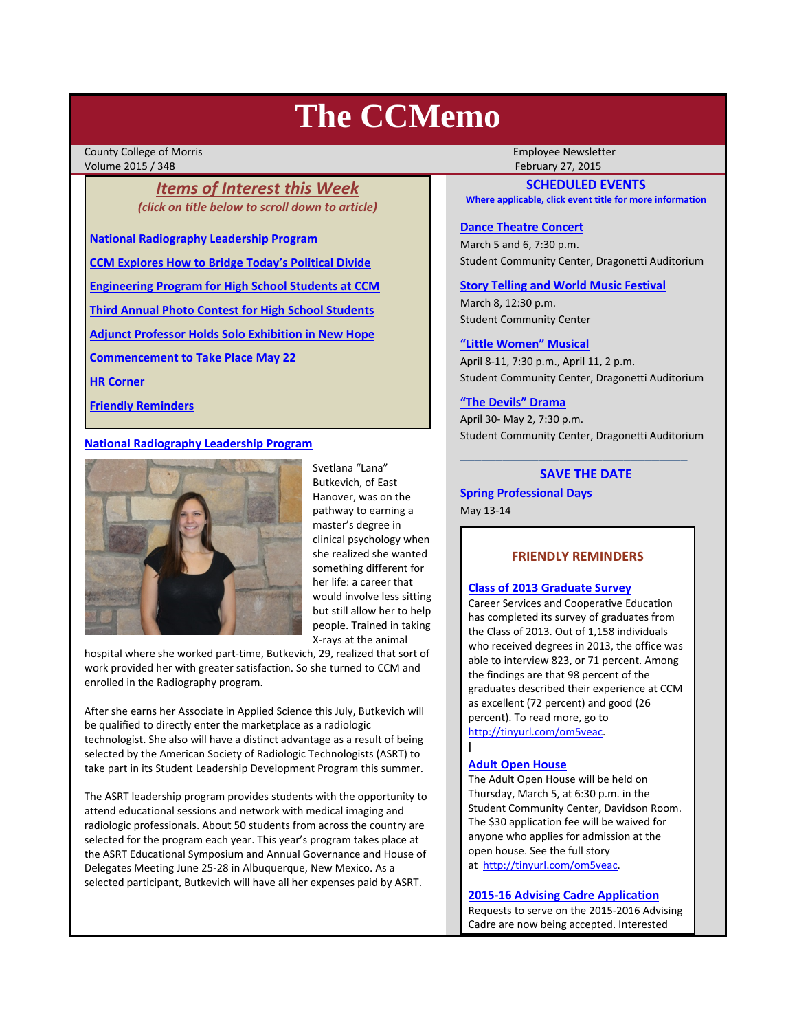# The CCMemo

County College of Morris
Volume 2015 / 348

Employee Newsletter
February 27, 2015

## *Items of Interest this Week*

*(click on title below to scroll down to article)*

- National Radiography Leadership Program
- CCM Explores How to Bridge Today's Political Divide
- Engineering Program for High School Students at CCM
- Third Annual Photo Contest for High School Students
- Adjunct Professor Holds Solo Exhibition in New Hope
- Commencement to Take Place May 22
- HR Corner
- Friendly Reminders

## National Radiography Leadership Program

Svetlana "Lana" Butkevich, of East Hanover, was on the pathway to earning a master's degree in clinical psychology when she realized she wanted something different for her life: a career that would involve less sitting but still allow her to help people. Trained in taking X-rays at the animal hospital where she worked part-time, Butkevich, 29, realized that sort of work provided her with greater satisfaction. So she turned to CCM and enrolled in the Radiography program.

After she earns her Associate in Applied Science this July, Butkevich will be qualified to directly enter the marketplace as a radiologic technologist. She also will have a distinct advantage as a result of being selected by the American Society of Radiologic Technologists (ASRT) to take part in its Student Leadership Development Program this summer.

The ASRT leadership program provides students with the opportunity to attend educational sessions and network with medical imaging and radiologic professionals. About 50 students from across the country are selected for the program each year. This year's program takes place at the ASRT Educational Symposium and Annual Governance and House of Delegates Meeting June 25-28 in Albuquerque, New Mexico. As a selected participant, Butkevich will have all her expenses paid by ASRT.

## SCHEDULED EVENTS

**Where applicable, click event title for more information**

**Dance Theatre Concert**
March 5 and 6, 7:30 p.m.
Student Community Center, Dragonetti Auditorium

**Story Telling and World Music Festival**
March 8, 12:30 p.m.
Student Community Center

**"Little Women" Musical**
April 8-11, 7:30 p.m., April 11, 2 p.m.
Student Community Center, Dragonetti Auditorium

**"The Devils" Drama**
April 30- May 2, 7:30 p.m.
Student Community Center, Dragonetti Auditorium

## SAVE THE DATE

**Spring Professional Days**
May 13-14

## FRIENDLY REMINDERS

**Class of 2013 Graduate Survey**
Career Services and Cooperative Education has completed its survey of graduates from the Class of 2013. Out of 1,158 individuals who received degrees in 2013, the office was able to interview 823, or 71 percent. Among the findings are that 98 percent of the graduates described their experience at CCM as excellent (72 percent) and good (26 percent). To read more, go to http://tinyurl.com/om5veac.

**Adult Open House**
The Adult Open House will be held on Thursday, March 5, at 6:30 p.m. in the Student Community Center, Davidson Room. The $30 application fee will be waived for anyone who applies for admission at the open house. See the full story at http://tinyurl.com/om5veac.

**2015-16 Advising Cadre Application**
Requests to serve on the 2015-2016 Advising Cadre are now being accepted. Interested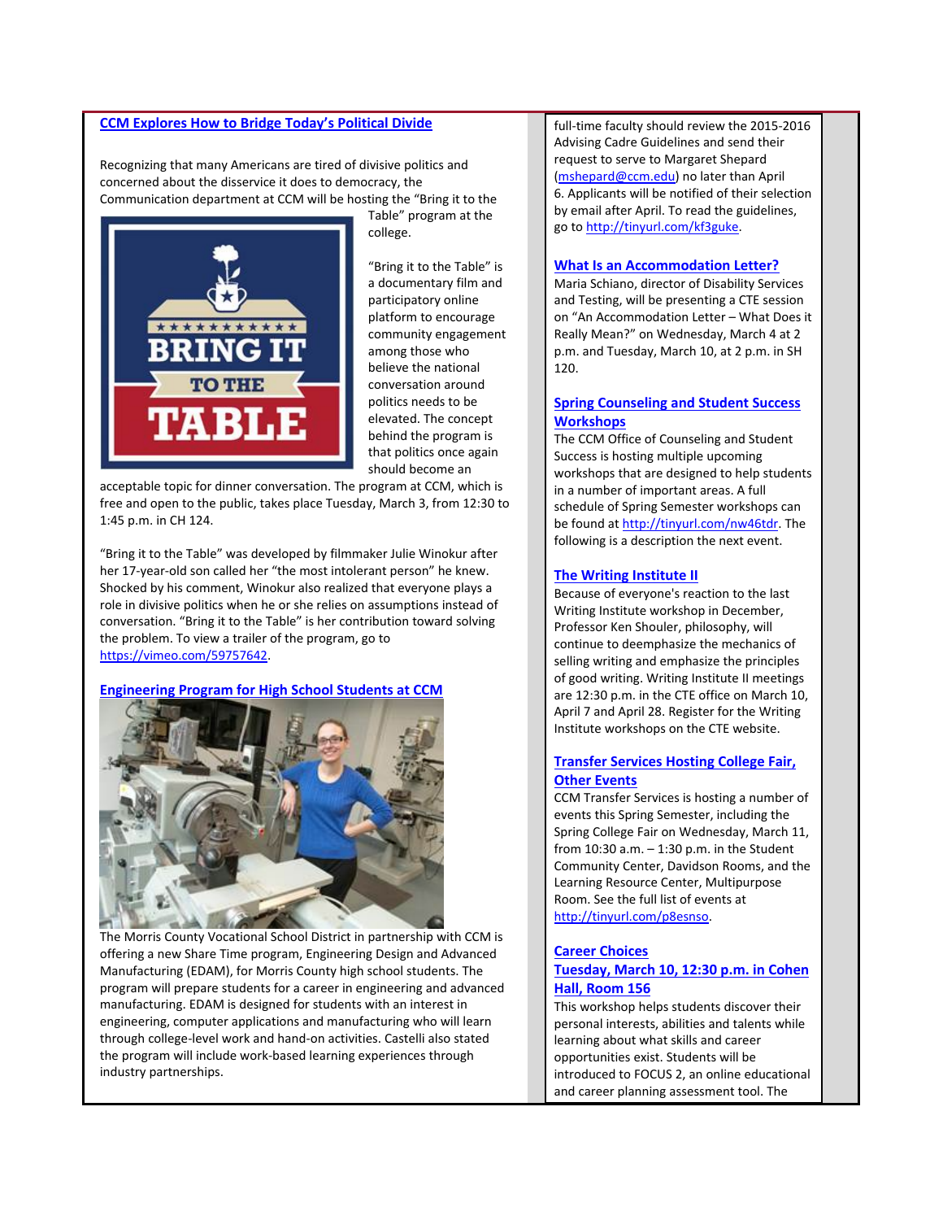## CCM Explores How to Bridge Today's Political Divide

Recognizing that many Americans are tired of divisive politics and concerned about the disservice it does to democracy, the Communication department at CCM will be hosting the "Bring it to the Table" program at the college.

"Bring it to the Table" is a documentary film and participatory online platform to encourage community engagement among those who believe the national conversation around politics needs to be elevated. The concept behind the program is that politics once again should become an acceptable topic for dinner conversation. The program at CCM, which is free and open to the public, takes place Tuesday, March 3, from 12:30 to 1:45 p.m. in CH 124.

"Bring it to the Table" was developed by filmmaker Julie Winokur after her 17-year-old son called her "the most intolerant person" he knew. Shocked by his comment, Winokur also realized that everyone plays a role in divisive politics when he or she relies on assumptions instead of conversation. "Bring it to the Table" is her contribution toward solving the problem. To view a trailer of the program, go to https://vimeo.com/59757642.

## Engineering Program for High School Students at CCM

The Morris County Vocational School District in partnership with CCM is offering a new Share Time program, Engineering Design and Advanced Manufacturing (EDAM), for Morris County high school students. The program will prepare students for a career in engineering and advanced manufacturing. EDAM is designed for students with an interest in engineering, computer applications and manufacturing who will learn through college-level work and hand-on activities. Castelli also stated the program will include work-based learning experiences through industry partnerships.

full-time faculty should review the 2015-2016 Advising Cadre Guidelines and send their request to serve to Margaret Shepard (mshepard@ccm.edu) no later than April 6. Applicants will be notified of their selection by email after April. To read the guidelines, go to http://tinyurl.com/kf3guke.

## What Is an Accommodation Letter?

Maria Schiano, director of Disability Services and Testing, will be presenting a CTE session on "An Accommodation Letter – What Does it Really Mean?" on Wednesday, March 4 at 2 p.m. and Tuesday, March 10, at 2 p.m. in SH 120.

## Spring Counseling and Student Success Workshops

The CCM Office of Counseling and Student Success is hosting multiple upcoming workshops that are designed to help students in a number of important areas. A full schedule of Spring Semester workshops can be found at http://tinyurl.com/nw46tdr. The following is a description the next event.

## The Writing Institute II

Because of everyone's reaction to the last Writing Institute workshop in December, Professor Ken Shouler, philosophy, will continue to deemphasize the mechanics of selling writing and emphasize the principles of good writing. Writing Institute II meetings are 12:30 p.m. in the CTE office on March 10, April 7 and April 28. Register for the Writing Institute workshops on the CTE website.

## Transfer Services Hosting College Fair, Other Events

CCM Transfer Services is hosting a number of events this Spring Semester, including the Spring College Fair on Wednesday, March 11, from 10:30 a.m. – 1:30 p.m. in the Student Community Center, Davidson Rooms, and the Learning Resource Center, Multipurpose Room. See the full list of events at http://tinyurl.com/p8esnso.

## Career Choices
## Tuesday, March 10, 12:30 p.m. in Cohen Hall, Room 156

This workshop helps students discover their personal interests, abilities and talents while learning about what skills and career opportunities exist. Students will be introduced to FOCUS 2, an online educational and career planning assessment tool. The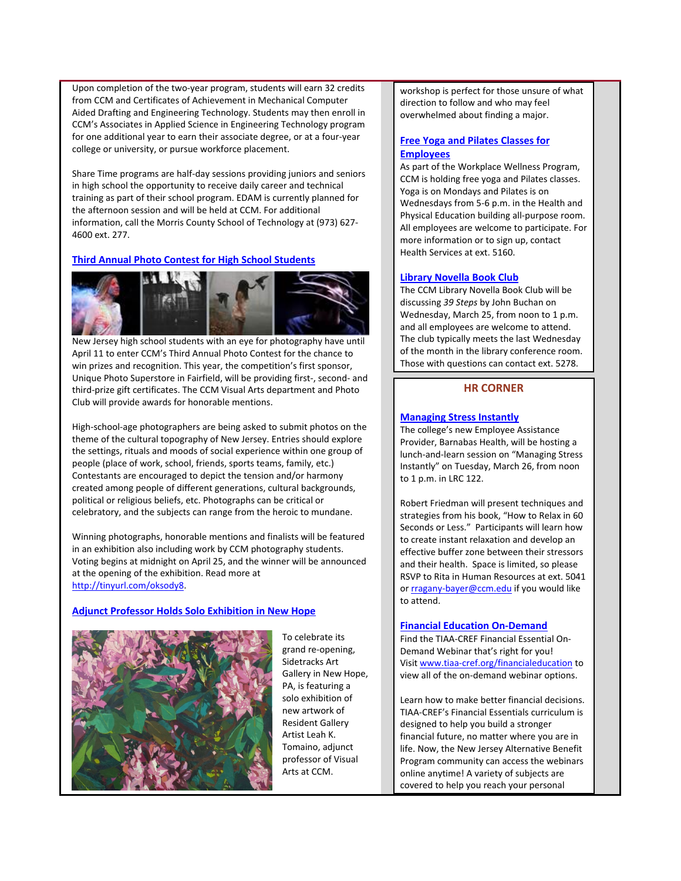Upon completion of the two-year program, students will earn 32 credits from CCM and Certificates of Achievement in Mechanical Computer Aided Drafting and Engineering Technology. Students may then enroll in CCM's Associates in Applied Science in Engineering Technology program for one additional year to earn their associate degree, or at a four-year college or university, or pursue workforce placement.

Share Time programs are half-day sessions providing juniors and seniors in high school the opportunity to receive daily career and technical training as part of their school program. EDAM is currently planned for the afternoon session and will be held at CCM. For additional information, call the Morris County School of Technology at (973) 627-4600 ext. 277.

### Third Annual Photo Contest for High School Students

New Jersey high school students with an eye for photography have until April 11 to enter CCM's Third Annual Photo Contest for the chance to win prizes and recognition. This year, the competition's first sponsor, Unique Photo Superstore in Fairfield, will be providing first-, second- and third-prize gift certificates. The CCM Visual Arts department and Photo Club will provide awards for honorable mentions.

High-school-age photographers are being asked to submit photos on the theme of the cultural topography of New Jersey. Entries should explore the settings, rituals and moods of social experience within one group of people (place of work, school, friends, sports teams, family, etc.) Contestants are encouraged to depict the tension and/or harmony created among people of different generations, cultural backgrounds, political or religious beliefs, etc. Photographs can be critical or celebratory, and the subjects can range from the heroic to mundane.

Winning photographs, honorable mentions and finalists will be featured in an exhibition also including work by CCM photography students. Voting begins at midnight on April 25, and the winner will be announced at the opening of the exhibition. Read more at http://tinyurl.com/oksody8.

### Adjunct Professor Holds Solo Exhibition in New Hope

To celebrate its grand re-opening, Sidetracks Art Gallery in New Hope, PA, is featuring a solo exhibition of new artwork of Resident Gallery Artist Leah K. Tomaino, adjunct professor of Visual Arts at CCM.

workshop is perfect for those unsure of what direction to follow and who may feel overwhelmed about finding a major.

### Free Yoga and Pilates Classes for Employees

As part of the Workplace Wellness Program, CCM is holding free yoga and Pilates classes. Yoga is on Mondays and Pilates is on Wednesdays from 5-6 p.m. in the Health and Physical Education building all-purpose room. All employees are welcome to participate. For more information or to sign up, contact Health Services at ext. 5160.

### Library Novella Book Club

The CCM Library Novella Book Club will be discussing *39 Steps* by John Buchan on Wednesday, March 25, from noon to 1 p.m. and all employees are welcome to attend. The club typically meets the last Wednesday of the month in the library conference room. Those with questions can contact ext. 5278.

## HR CORNER

### Managing Stress Instantly

The college's new Employee Assistance Provider, Barnabas Health, will be hosting a lunch-and-learn session on "Managing Stress Instantly" on Tuesday, March 26, from noon to 1 p.m. in LRC 122.

Robert Friedman will present techniques and strategies from his book, "How to Relax in 60 Seconds or Less." Participants will learn how to create instant relaxation and develop an effective buffer zone between their stressors and their health. Space is limited, so please RSVP to Rita in Human Resources at ext. 5041 or rragany-bayer@ccm.edu if you would like to attend.

### Financial Education On-Demand

Find the TIAA-CREF Financial Essential On-Demand Webinar that's right for you! Visit www.tiaa-cref.org/financialeducation to view all of the on-demand webinar options.

Learn how to make better financial decisions. TIAA-CREF's Financial Essentials curriculum is designed to help you build a stronger financial future, no matter where you are in life. Now, the New Jersey Alternative Benefit Program community can access the webinars online anytime! A variety of subjects are covered to help you reach your personal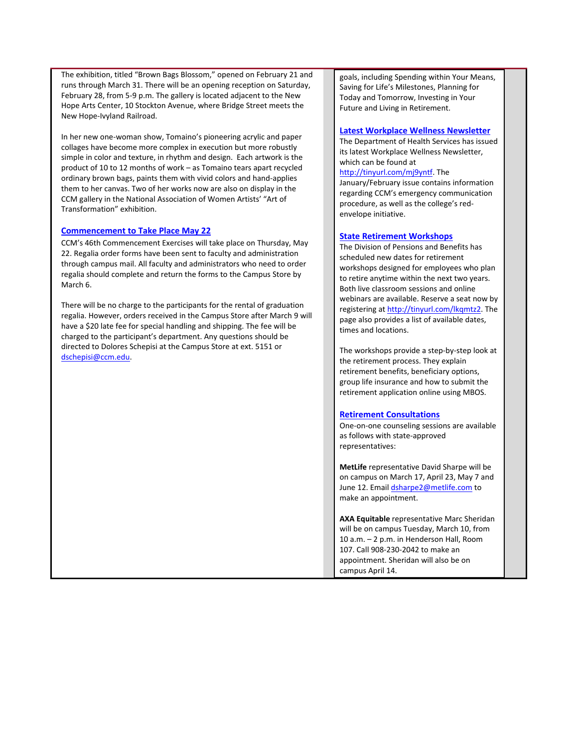The exhibition, titled "Brown Bags Blossom," opened on February 21 and runs through March 31. There will be an opening reception on Saturday, February 28, from 5-9 p.m. The gallery is located adjacent to the New Hope Arts Center, 10 Stockton Avenue, where Bridge Street meets the New Hope-Ivyland Railroad.

In her new one-woman show, Tomaino's pioneering acrylic and paper collages have become more complex in execution but more robustly simple in color and texture, in rhythm and design. Each artwork is the product of 10 to 12 months of work – as Tomaino tears apart recycled ordinary brown bags, paints them with vivid colors and hand-applies them to her canvas. Two of her works now are also on display in the CCM gallery in the National Association of Women Artists' "Art of Transformation" exhibition.

### Commencement to Take Place May 22

CCM's 46th Commencement Exercises will take place on Thursday, May 22. Regalia order forms have been sent to faculty and administration through campus mail. All faculty and administrators who need to order regalia should complete and return the forms to the Campus Store by March 6.

There will be no charge to the participants for the rental of graduation regalia. However, orders received in the Campus Store after March 9 will have a $20 late fee for special handling and shipping. The fee will be charged to the participant's department. Any questions should be directed to Dolores Schepisi at the Campus Store at ext. 5151 or dschepisi@ccm.edu.

goals, including Spending within Your Means, Saving for Life's Milestones, Planning for Today and Tomorrow, Investing in Your Future and Living in Retirement.

### Latest Workplace Wellness Newsletter

The Department of Health Services has issued its latest Workplace Wellness Newsletter, which can be found at http://tinyurl.com/mj9yntf. The January/February issue contains information regarding CCM's emergency communication procedure, as well as the college's red-envelope initiative.

### State Retirement Workshops

The Division of Pensions and Benefits has scheduled new dates for retirement workshops designed for employees who plan to retire anytime within the next two years. Both live classroom sessions and online webinars are available. Reserve a seat now by registering at http://tinyurl.com/lkqmtz2. The page also provides a list of available dates, times and locations.

The workshops provide a step-by-step look at the retirement process. They explain retirement benefits, beneficiary options, group life insurance and how to submit the retirement application online using MBOS.

### Retirement Consultations

One-on-one counseling sessions are available as follows with state-approved representatives:

**MetLife** representative David Sharpe will be on campus on March 17, April 23, May 7 and June 12. Email dsharpe2@metlife.com to make an appointment.

**AXA Equitable** representative Marc Sheridan will be on campus Tuesday, March 10, from 10 a.m. – 2 p.m. in Henderson Hall, Room 107. Call 908-230-2042 to make an appointment. Sheridan will also be on campus April 14.